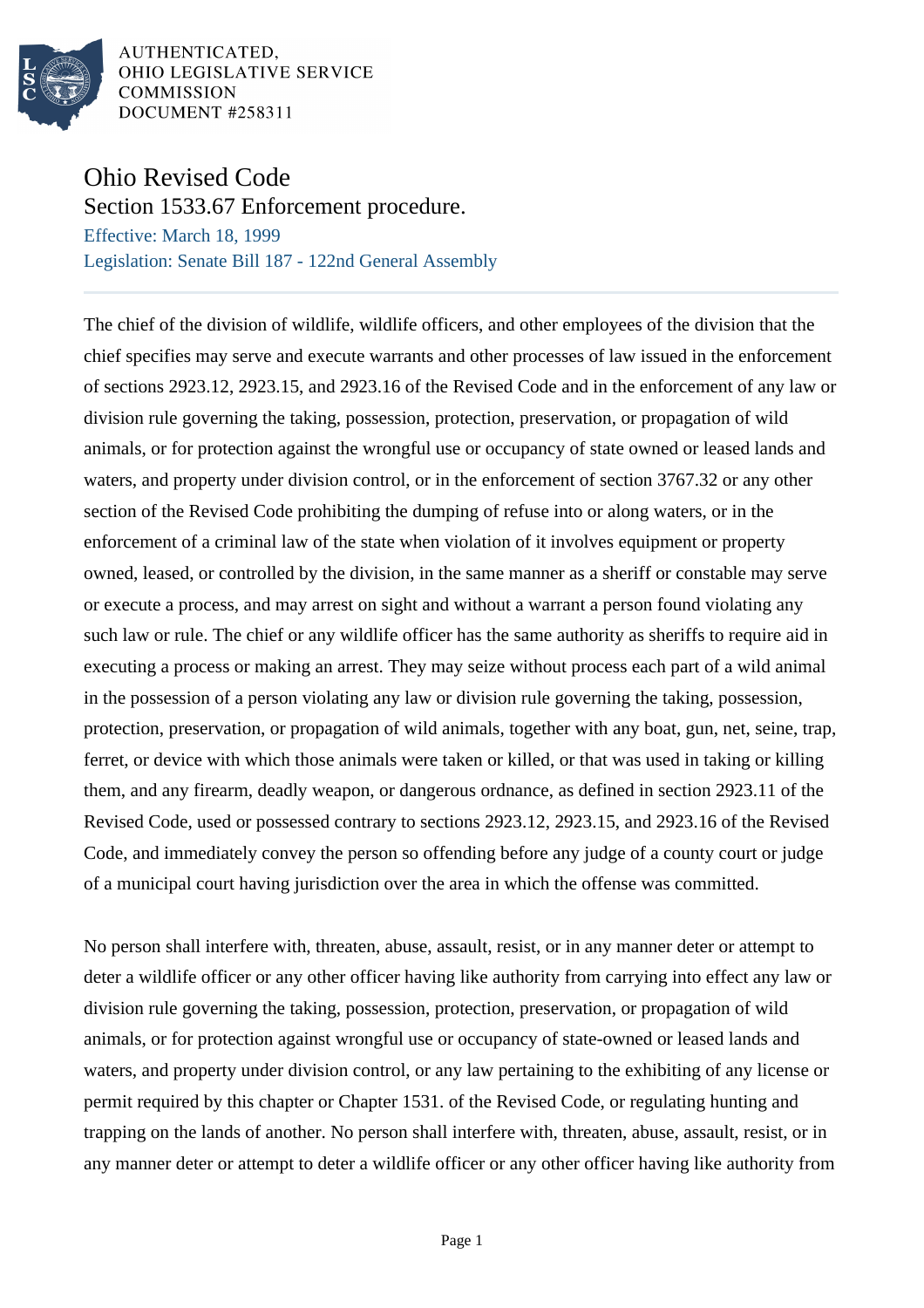AUTHENTICATED,
OHIO LEGISLATIVE SERVICE
COMMISSION
DOCUMENT #258311

# Ohio Revised Code

## Section 1533.67 Enforcement procedure.

Effective: March 18, 1999

Legislation: Senate Bill 187 - 122nd General Assembly

The chief of the division of wildlife, wildlife officers, and other employees of the division that the chief specifies may serve and execute warrants and other processes of law issued in the enforcement of sections 2923.12, 2923.15, and 2923.16 of the Revised Code and in the enforcement of any law or division rule governing the taking, possession, protection, preservation, or propagation of wild animals, or for protection against the wrongful use or occupancy of state owned or leased lands and waters, and property under division control, or in the enforcement of section 3767.32 or any other section of the Revised Code prohibiting the dumping of refuse into or along waters, or in the enforcement of a criminal law of the state when violation of it involves equipment or property owned, leased, or controlled by the division, in the same manner as a sheriff or constable may serve or execute a process, and may arrest on sight and without a warrant a person found violating any such law or rule. The chief or any wildlife officer has the same authority as sheriffs to require aid in executing a process or making an arrest. They may seize without process each part of a wild animal in the possession of a person violating any law or division rule governing the taking, possession, protection, preservation, or propagation of wild animals, together with any boat, gun, net, seine, trap, ferret, or device with which those animals were taken or killed, or that was used in taking or killing them, and any firearm, deadly weapon, or dangerous ordnance, as defined in section 2923.11 of the Revised Code, used or possessed contrary to sections 2923.12, 2923.15, and 2923.16 of the Revised Code, and immediately convey the person so offending before any judge of a county court or judge of a municipal court having jurisdiction over the area in which the offense was committed.

No person shall interfere with, threaten, abuse, assault, resist, or in any manner deter or attempt to deter a wildlife officer or any other officer having like authority from carrying into effect any law or division rule governing the taking, possession, protection, preservation, or propagation of wild animals, or for protection against wrongful use or occupancy of state-owned or leased lands and waters, and property under division control, or any law pertaining to the exhibiting of any license or permit required by this chapter or Chapter 1531. of the Revised Code, or regulating hunting and trapping on the lands of another. No person shall interfere with, threaten, abuse, assault, resist, or in any manner deter or attempt to deter a wildlife officer or any other officer having like authority from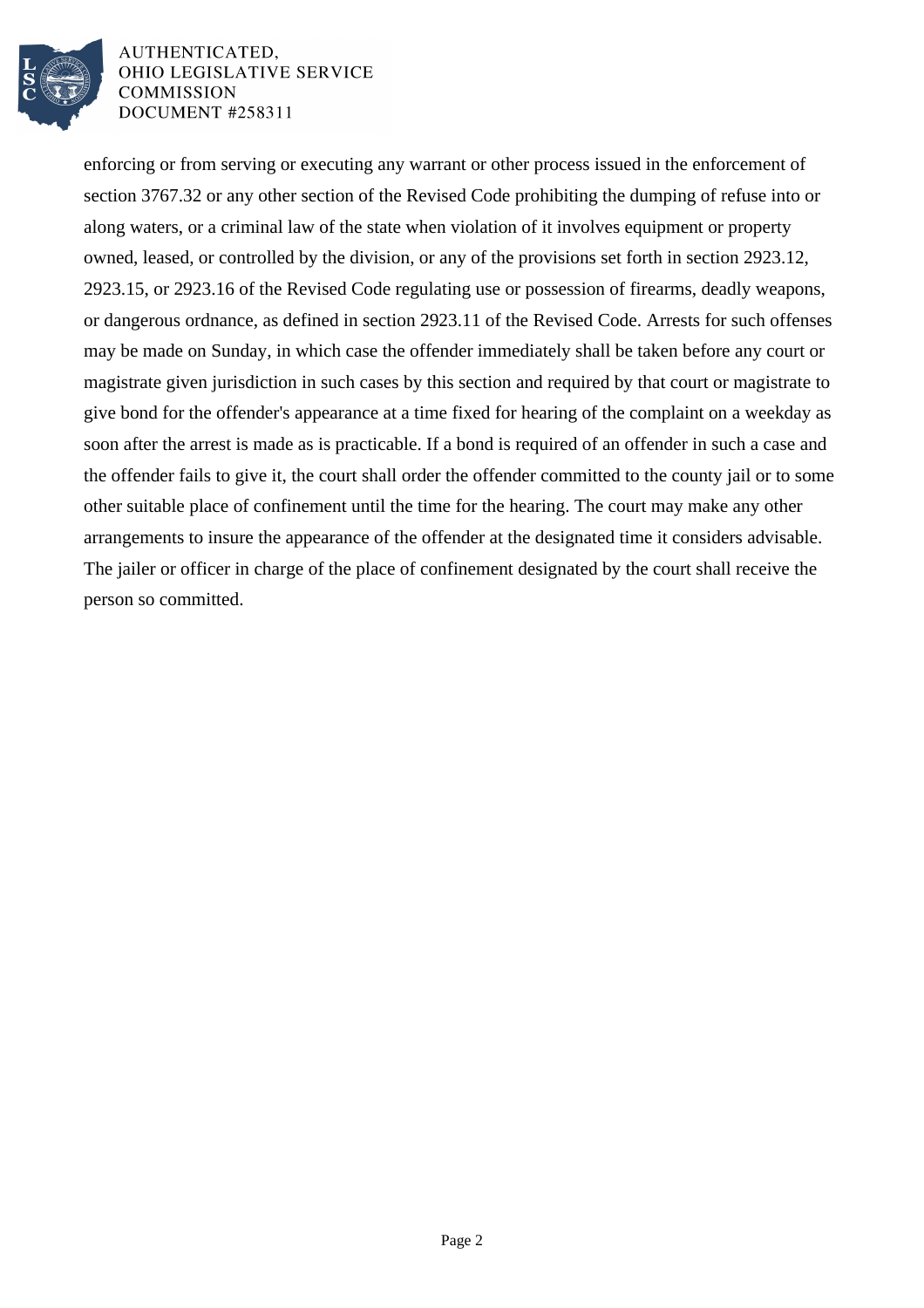enforcing or from serving or executing any warrant or other process issued in the enforcement of section 3767.32 or any other section of the Revised Code prohibiting the dumping of refuse into or along waters, or a criminal law of the state when violation of it involves equipment or property owned, leased, or controlled by the division, or any of the provisions set forth in section 2923.12, 2923.15, or 2923.16 of the Revised Code regulating use or possession of firearms, deadly weapons, or dangerous ordnance, as defined in section 2923.11 of the Revised Code. Arrests for such offenses may be made on Sunday, in which case the offender immediately shall be taken before any court or magistrate given jurisdiction in such cases by this section and required by that court or magistrate to give bond for the offender's appearance at a time fixed for hearing of the complaint on a weekday as soon after the arrest is made as is practicable. If a bond is required of an offender in such a case and the offender fails to give it, the court shall order the offender committed to the county jail or to some other suitable place of confinement until the time for the hearing. The court may make any other arrangements to insure the appearance of the offender at the designated time it considers advisable. The jailer or officer in charge of the place of confinement designated by the court shall receive the person so committed.